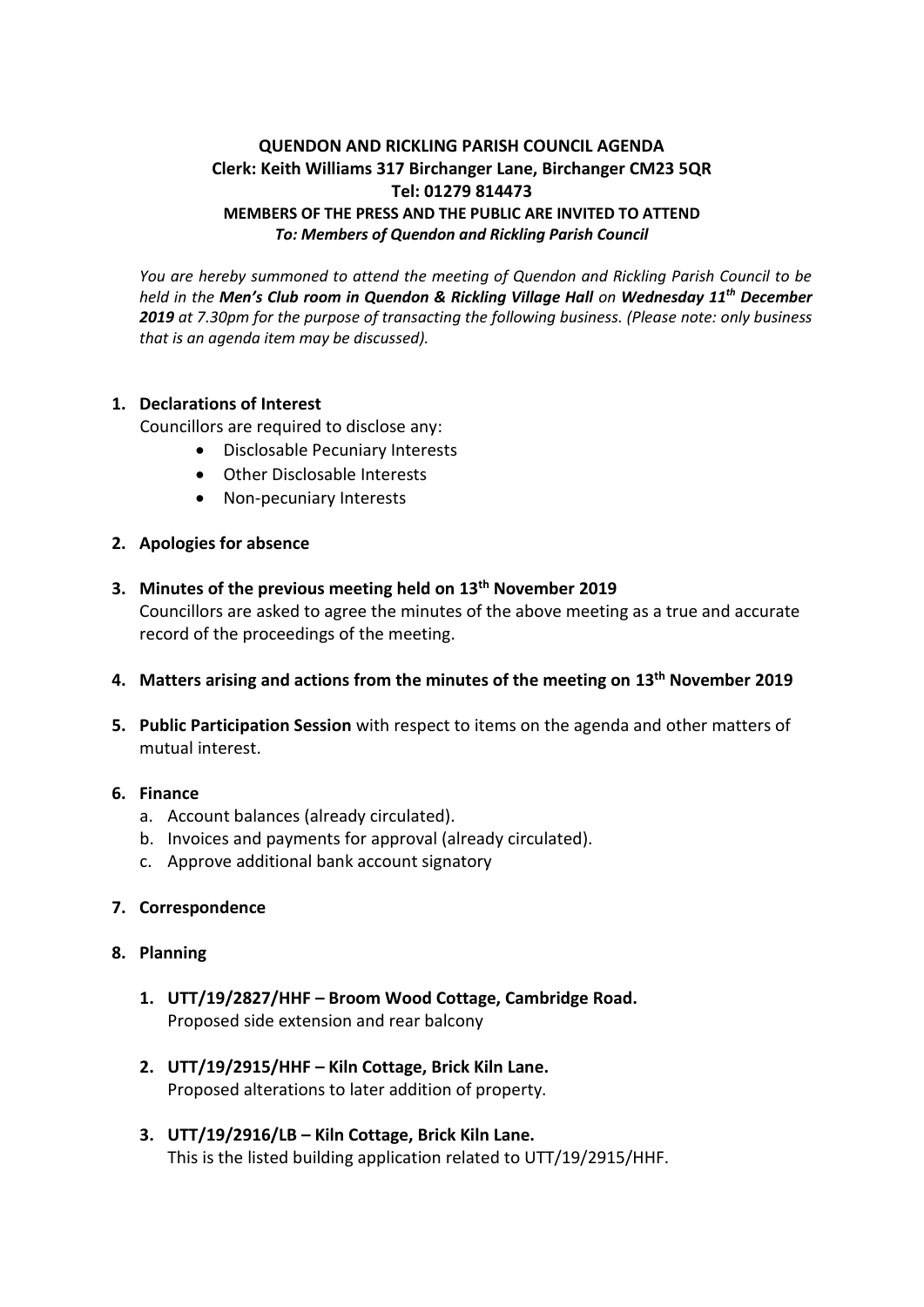**QUENDON AND RICKLING PARISH COUNCIL AGENDA**
**Clerk: Keith Williams 317 Birchanger Lane, Birchanger CM23 5QR**
**Tel: 01279 814473**
**MEMBERS OF THE PRESS AND THE PUBLIC ARE INVITED TO ATTEND**
***To: Members of Quendon and Rickling Parish Council***

*You are hereby summoned to attend the meeting of Quendon and Rickling Parish Council to be held in the **Men's Club room in Quendon & Rickling Village Hall** on **Wednesday 11th December 2019** at 7.30pm for the purpose of transacting the following business. (Please note: only business that is an agenda item may be discussed).*

1. **Declarations of Interest**
   Councillors are required to disclose any:
   - Disclosable Pecuniary Interests
   - Other Disclosable Interests
   - Non-pecuniary Interests

2. **Apologies for absence**

3. **Minutes of the previous meeting held on 13th November 2019**
   Councillors are asked to agree the minutes of the above meeting as a true and accurate record of the proceedings of the meeting.

4. **Matters arising and actions from the minutes of the meeting on 13th November 2019**

5. **Public Participation Session** with respect to items on the agenda and other matters of mutual interest.

6. **Finance**
   a. Account balances (already circulated).
   b. Invoices and payments for approval (already circulated).
   c. Approve additional bank account signatory

7. **Correspondence**

8. **Planning**

   1. **UTT/19/2827/HHF – Broom Wood Cottage, Cambridge Road.**
      Proposed side extension and rear balcony

   2. **UTT/19/2915/HHF – Kiln Cottage, Brick Kiln Lane.**
      Proposed alterations to later addition of property.

   3. **UTT/19/2916/LB – Kiln Cottage, Brick Kiln Lane.**
      This is the listed building application related to UTT/19/2915/HHF.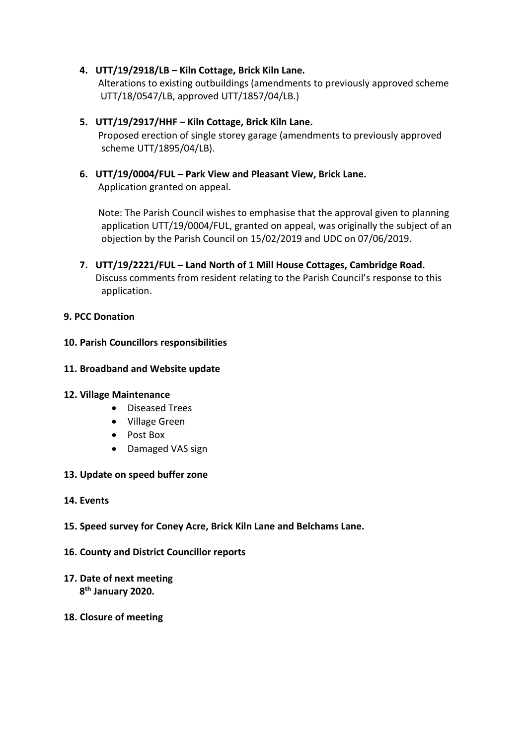4. **UTT/19/2918/LB – Kiln Cottage, Brick Kiln Lane.**
   Alterations to existing outbuildings (amendments to previously approved scheme UTT/18/0547/LB, approved UTT/1857/04/LB.)

5. **UTT/19/2917/HHF – Kiln Cottage, Brick Kiln Lane.**
   Proposed erection of single storey garage (amendments to previously approved scheme UTT/1895/04/LB).

6. **UTT/19/0004/FUL – Park View and Pleasant View, Brick Lane.**
   Application granted on appeal.

   Note: The Parish Council wishes to emphasise that the approval given to planning application UTT/19/0004/FUL, granted on appeal, was originally the subject of an objection by the Parish Council on 15/02/2019 and UDC on 07/06/2019.

7. **UTT/19/2221/FUL – Land North of 1 Mill House Cottages, Cambridge Road.**
   Discuss comments from resident relating to the Parish Council's response to this application.

**9. PCC Donation**

**10. Parish Councillors responsibilities**

**11. Broadband and Website update**

**12. Village Maintenance**

- Diseased Trees
- Village Green
- Post Box
- Damaged VAS sign

**13. Update on speed buffer zone**

**14. Events**

**15. Speed survey for Coney Acre, Brick Kiln Lane and Belchams Lane.**

**16. County and District Councillor reports**

**17. Date of next meeting**
**8th January 2020.**

**18. Closure of meeting**